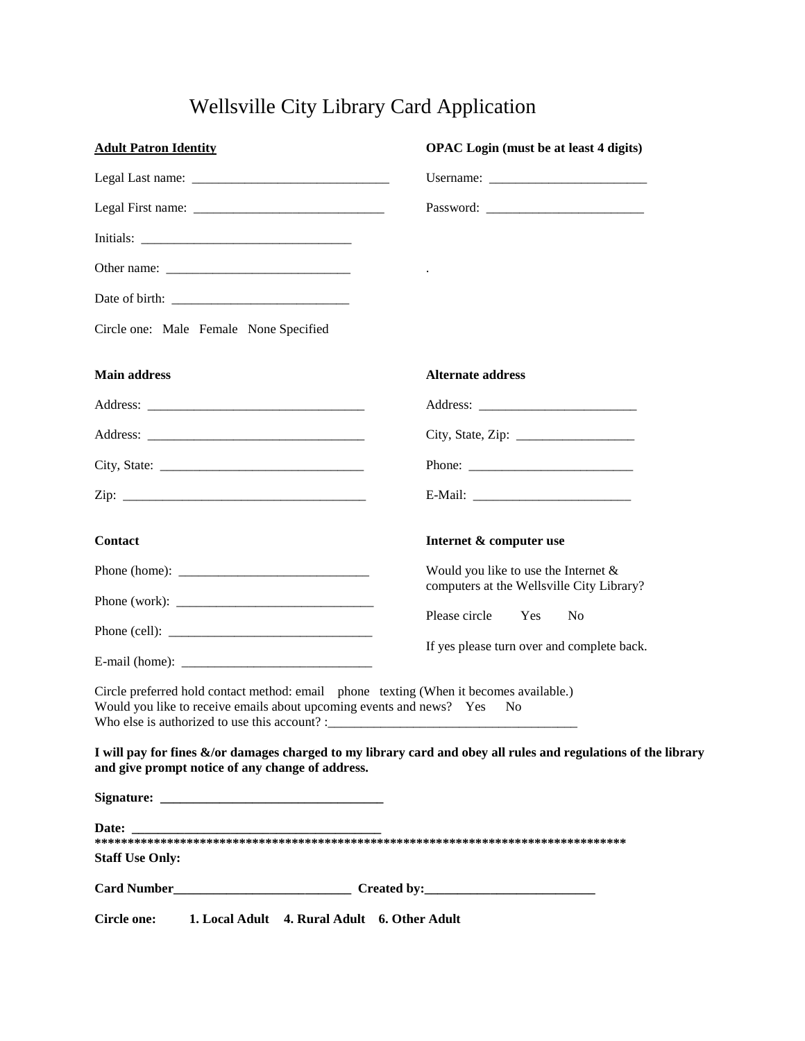# Wellsville City Library Card Application

**Adult Patron Identity**

Legal Last name: ______________________________

Legal First name: _____________________________

Initials: ________________________________

Other name: ____________________________

Date of birth: ___________________________

Circle one: Male Female None Specified

**OPAC Login (must be at least 4 digits)**

Username: ________________________

Password: ________________________

.

**Main address**

Address: _________________________________

Address: _________________________________

City, State: _______________________________

Zip: ____________________________________

**Alternate address**

Address: ________________________

City, State, Zip: __________________

Phone: _________________________

E-Mail: ________________________

**Contact**

Phone (home): _____________________________

Phone (work): ______________________________

Phone (cell): _______________________________

E-mail (home): _____________________________

**Internet & computer use**

Would you like to use the Internet & computers at the Wellsville City Library?

Please circle Yes No

If yes please turn over and complete back.

Circle preferred hold contact method: email phone texting (When it becomes available.)
Would you like to receive emails about upcoming events and news? Yes No
Who else is authorized to use this account? :______________________________________

**I will pay for fines &/or damages charged to my library card and obey all rules and regulations of the library and give prompt notice of any change of address.**

**Signature: __________________________________**

**Date: ______________________________________**

**************************************************************************************

**Staff Use Only:**

**Card Number___________________________ Created by:__________________________**

**Circle one: 1. Local Adult 4. Rural Adult 6. Other Adult**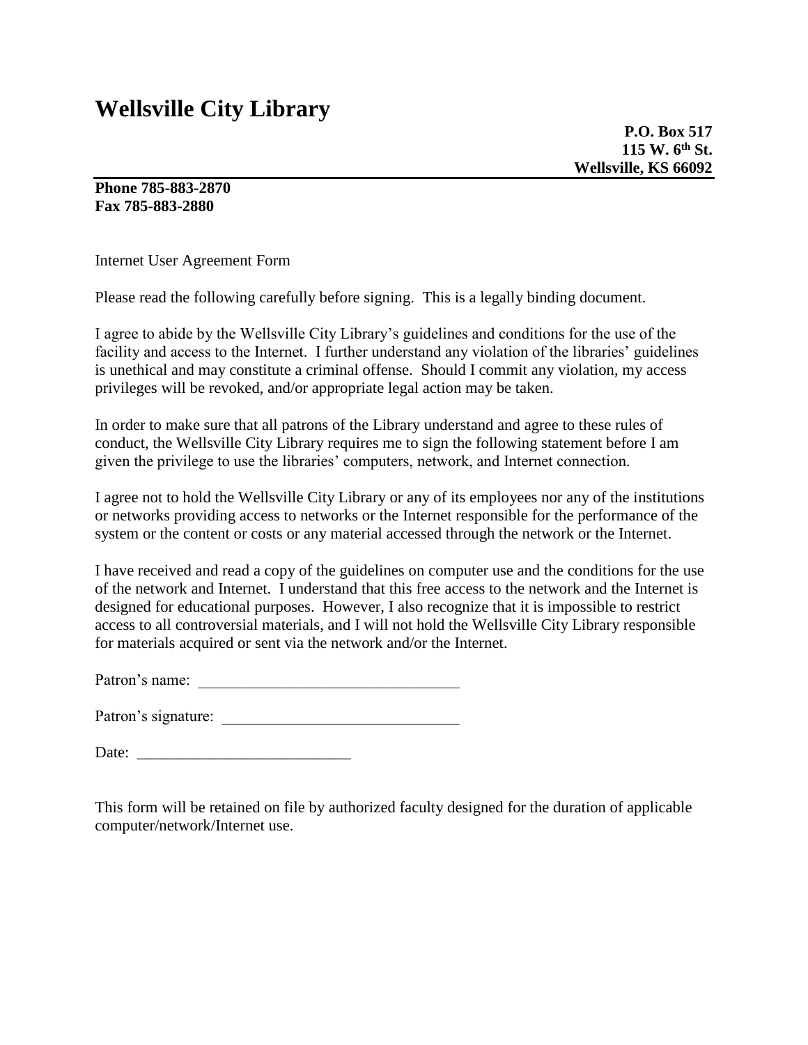# Wellsville City Library

**P.O. Box 517**
**115 W. 6th St.**
**Wellsville, KS 66092**

**Phone 785-883-2870**
**Fax 785-883-2880**

Internet User Agreement Form

Please read the following carefully before signing. This is a legally binding document.

I agree to abide by the Wellsville City Library's guidelines and conditions for the use of the facility and access to the Internet. I further understand any violation of the libraries' guidelines is unethical and may constitute a criminal offense. Should I commit any violation, my access privileges will be revoked, and/or appropriate legal action may be taken.

In order to make sure that all patrons of the Library understand and agree to these rules of conduct, the Wellsville City Library requires me to sign the following statement before I am given the privilege to use the libraries' computers, network, and Internet connection.

I agree not to hold the Wellsville City Library or any of its employees nor any of the institutions or networks providing access to networks or the Internet responsible for the performance of the system or the content or costs or any material accessed through the network or the Internet.

I have received and read a copy of the guidelines on computer use and the conditions for the use of the network and Internet. I understand that this free access to the network and the Internet is designed for educational purposes. However, I also recognize that it is impossible to restrict access to all controversial materials, and I will not hold the Wellsville City Library responsible for materials acquired or sent via the network and/or the Internet.

Patron's name: _________________________________

Patron's signature: ______________________________

Date: ___________________________

This form will be retained on file by authorized faculty designed for the duration of applicable computer/network/Internet use.